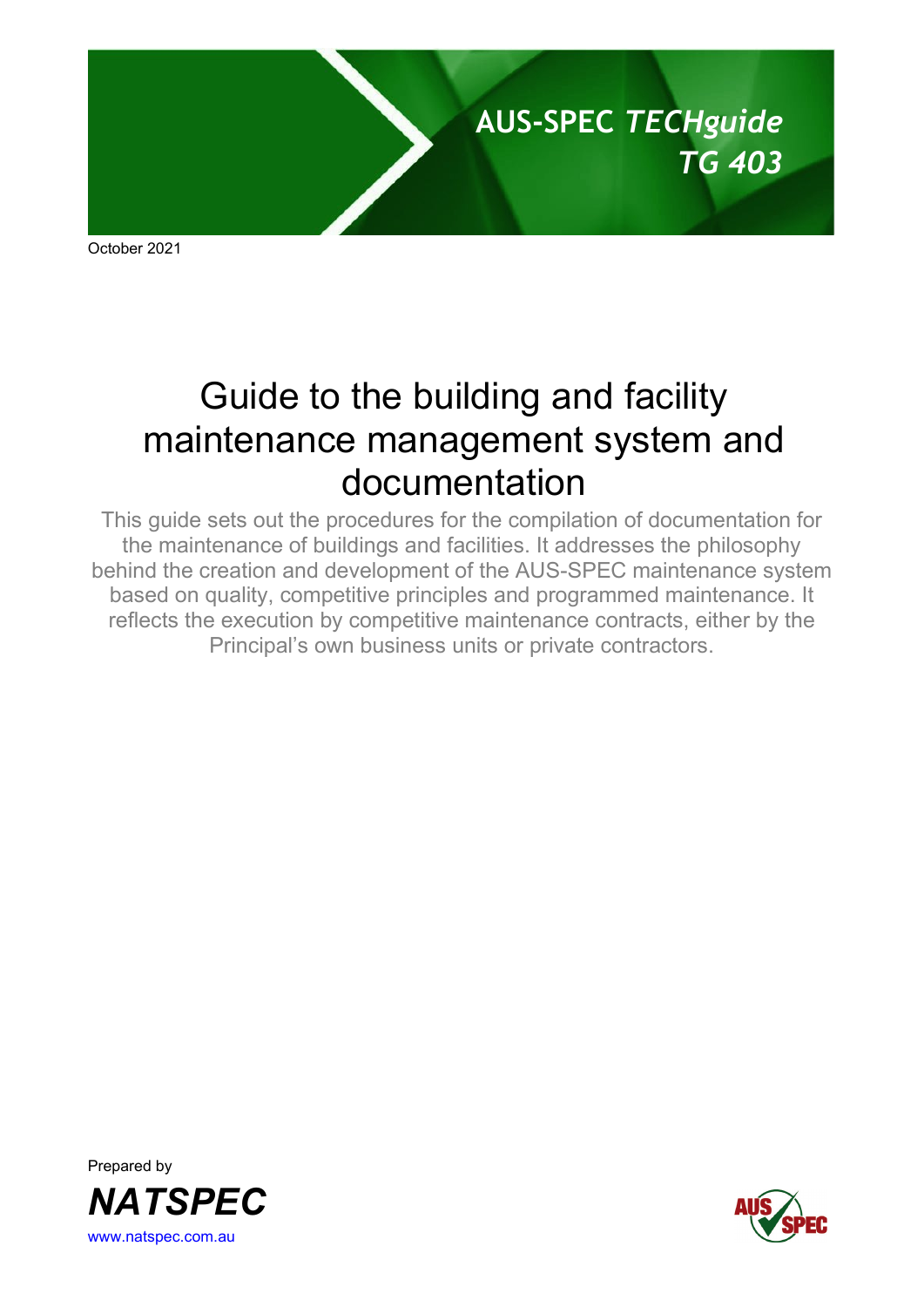AUS-SPEC *TECHguide*
*TG 403*

October 2021

# Guide to the building and facility maintenance management system and documentation

This guide sets out the procedures for the compilation of documentation for the maintenance of buildings and facilities. It addresses the philosophy behind the creation and development of the AUS-SPEC maintenance system based on quality, competitive principles and programmed maintenance. It reflects the execution by competitive maintenance contracts, either by the Principal's own business units or private contractors.

Prepared by

***NATSPEC***

www.natspec.com.au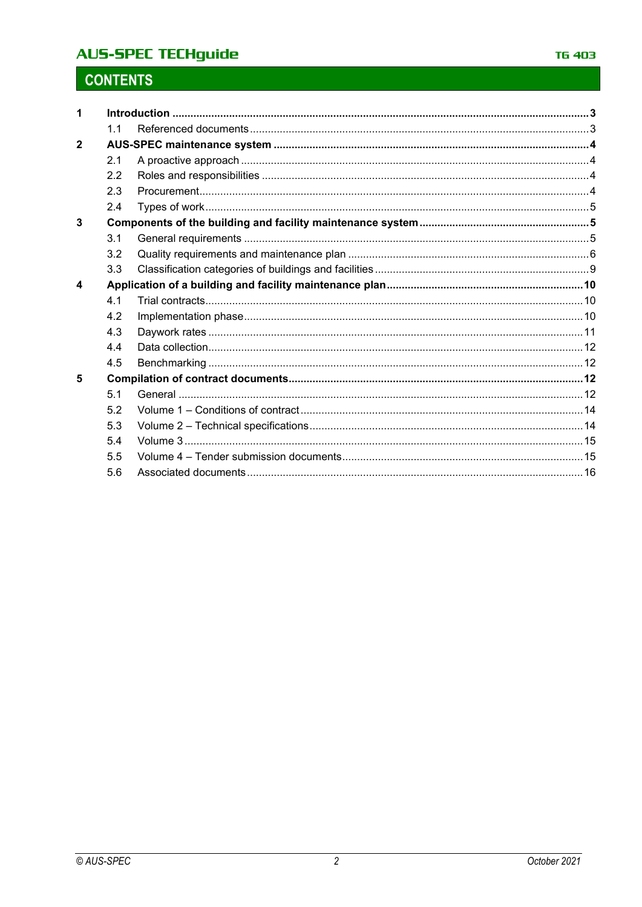# CONTENTS

| | | | |
|---|---|---|---|
| **1** | **Introduction** | | **3** |
| | 1.1 | Referenced documents | 3 |
| **2** | **AUS-SPEC maintenance system** | | **4** |
| | 2.1 | A proactive approach | 4 |
| | 2.2 | Roles and responsibilities | 4 |
| | 2.3 | Procurement | 4 |
| | 2.4 | Types of work | 5 |
| **3** | **Components of the building and facility maintenance system** | | **5** |
| | 3.1 | General requirements | 5 |
| | 3.2 | Quality requirements and maintenance plan | 6 |
| | 3.3 | Classification categories of buildings and facilities | 9 |
| **4** | **Application of a building and facility maintenance plan** | | **10** |
| | 4.1 | Trial contracts | 10 |
| | 4.2 | Implementation phase | 10 |
| | 4.3 | Daywork rates | 11 |
| | 4.4 | Data collection | 12 |
| | 4.5 | Benchmarking | 12 |
| **5** | **Compilation of contract documents** | | **12** |
| | 5.1 | General | 12 |
| | 5.2 | Volume 1 – Conditions of contract | 14 |
| | 5.3 | Volume 2 – Technical specifications | 14 |
| | 5.4 | Volume 3 | 15 |
| | 5.5 | Volume 4 – Tender submission documents | 15 |
| | 5.6 | Associated documents | 16 |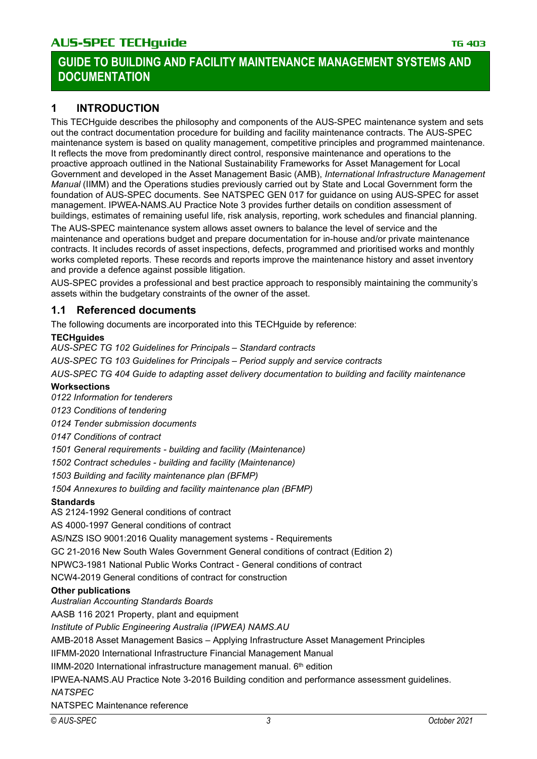# GUIDE TO BUILDING AND FACILITY MAINTENANCE MANAGEMENT SYSTEMS AND DOCUMENTATION

## 1 INTRODUCTION

This TECHguide describes the philosophy and components of the AUS-SPEC maintenance system and sets out the contract documentation procedure for building and facility maintenance contracts. The AUS-SPEC maintenance system is based on quality management, competitive principles and programmed maintenance. It reflects the move from predominantly direct control, responsive maintenance and operations to the proactive approach outlined in the National Sustainability Frameworks for Asset Management for Local Government and developed in the Asset Management Basic (AMB), *International Infrastructure Management Manual* (IIMM) and the Operations studies previously carried out by State and Local Government form the foundation of AUS-SPEC documents. See NATSPEC GEN 017 for guidance on using AUS-SPEC for asset management. IPWEA-NAMS.AU Practice Note 3 provides further details on condition assessment of buildings, estimates of remaining useful life, risk analysis, reporting, work schedules and financial planning.

The AUS-SPEC maintenance system allows asset owners to balance the level of service and the maintenance and operations budget and prepare documentation for in-house and/or private maintenance contracts. It includes records of asset inspections, defects, programmed and prioritised works and monthly works completed reports. These records and reports improve the maintenance history and asset inventory and provide a defence against possible litigation.

AUS-SPEC provides a professional and best practice approach to responsibly maintaining the community's assets within the budgetary constraints of the owner of the asset.

### 1.1 Referenced documents

The following documents are incorporated into this TECHguide by reference:

**TECHguides**

*AUS-SPEC TG 102 Guidelines for Principals – Standard contracts*

*AUS-SPEC TG 103 Guidelines for Principals – Period supply and service contracts*

*AUS-SPEC TG 404 Guide to adapting asset delivery documentation to building and facility maintenance*

**Worksections**

*0122 Information for tenderers*

*0123 Conditions of tendering*

*0124 Tender submission documents*

*0147 Conditions of contract*

*1501 General requirements - building and facility (Maintenance)*

*1502 Contract schedules - building and facility (Maintenance)*

*1503 Building and facility maintenance plan (BFMP)*

*1504 Annexures to building and facility maintenance plan (BFMP)*

**Standards**

AS 2124-1992 General conditions of contract

AS 4000-1997 General conditions of contract

AS/NZS ISO 9001:2016 Quality management systems - Requirements

GC 21-2016 New South Wales Government General conditions of contract (Edition 2)

NPWC3-1981 National Public Works Contract - General conditions of contract

NCW4-2019 General conditions of contract for construction

**Other publications**

*Australian Accounting Standards Boards*

AASB 116 2021 Property, plant and equipment

*Institute of Public Engineering Australia (IPWEA) NAMS.AU*

AMB-2018 Asset Management Basics – Applying Infrastructure Asset Management Principles

IIFMM-2020 International Infrastructure Financial Management Manual

IIMM-2020 International infrastructure management manual. 6th edition

IPWEA-NAMS.AU Practice Note 3-2016 Building condition and performance assessment guidelines.

*NATSPEC*

NATSPEC Maintenance reference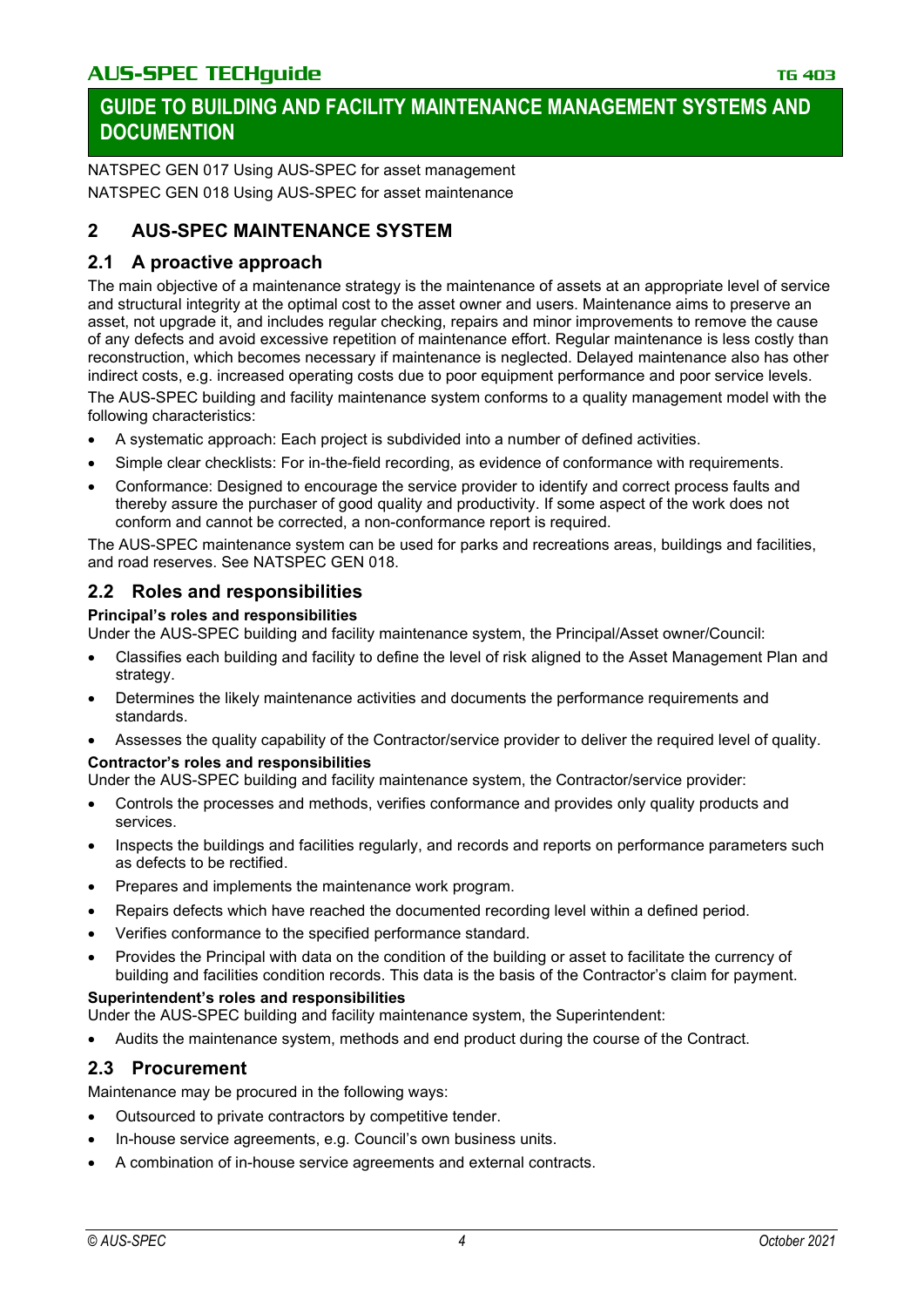NATSPEC GEN 017 Using AUS-SPEC for asset management

NATSPEC GEN 018 Using AUS-SPEC for asset maintenance

## 2 AUS-SPEC MAINTENANCE SYSTEM

### 2.1 A proactive approach

The main objective of a maintenance strategy is the maintenance of assets at an appropriate level of service and structural integrity at the optimal cost to the asset owner and users. Maintenance aims to preserve an asset, not upgrade it, and includes regular checking, repairs and minor improvements to remove the cause of any defects and avoid excessive repetition of maintenance effort. Regular maintenance is less costly than reconstruction, which becomes necessary if maintenance is neglected. Delayed maintenance also has other indirect costs, e.g. increased operating costs due to poor equipment performance and poor service levels.

The AUS-SPEC building and facility maintenance system conforms to a quality management model with the following characteristics:

- A systematic approach: Each project is subdivided into a number of defined activities.
- Simple clear checklists: For in-the-field recording, as evidence of conformance with requirements.
- Conformance: Designed to encourage the service provider to identify and correct process faults and thereby assure the purchaser of good quality and productivity. If some aspect of the work does not conform and cannot be corrected, a non-conformance report is required.

The AUS-SPEC maintenance system can be used for parks and recreations areas, buildings and facilities, and road reserves. See NATSPEC GEN 018.

### 2.2 Roles and responsibilities

**Principal's roles and responsibilities**

Under the AUS-SPEC building and facility maintenance system, the Principal/Asset owner/Council:

- Classifies each building and facility to define the level of risk aligned to the Asset Management Plan and strategy.
- Determines the likely maintenance activities and documents the performance requirements and standards.
- Assesses the quality capability of the Contractor/service provider to deliver the required level of quality.

**Contractor's roles and responsibilities**

Under the AUS-SPEC building and facility maintenance system, the Contractor/service provider:

- Controls the processes and methods, verifies conformance and provides only quality products and services.
- Inspects the buildings and facilities regularly, and records and reports on performance parameters such as defects to be rectified.
- Prepares and implements the maintenance work program.
- Repairs defects which have reached the documented recording level within a defined period.
- Verifies conformance to the specified performance standard.
- Provides the Principal with data on the condition of the building or asset to facilitate the currency of building and facilities condition records. This data is the basis of the Contractor's claim for payment.

**Superintendent's roles and responsibilities**

Under the AUS-SPEC building and facility maintenance system, the Superintendent:

- Audits the maintenance system, methods and end product during the course of the Contract.

### 2.3 Procurement

Maintenance may be procured in the following ways:

- Outsourced to private contractors by competitive tender.
- In-house service agreements, e.g. Council's own business units.
- A combination of in-house service agreements and external contracts.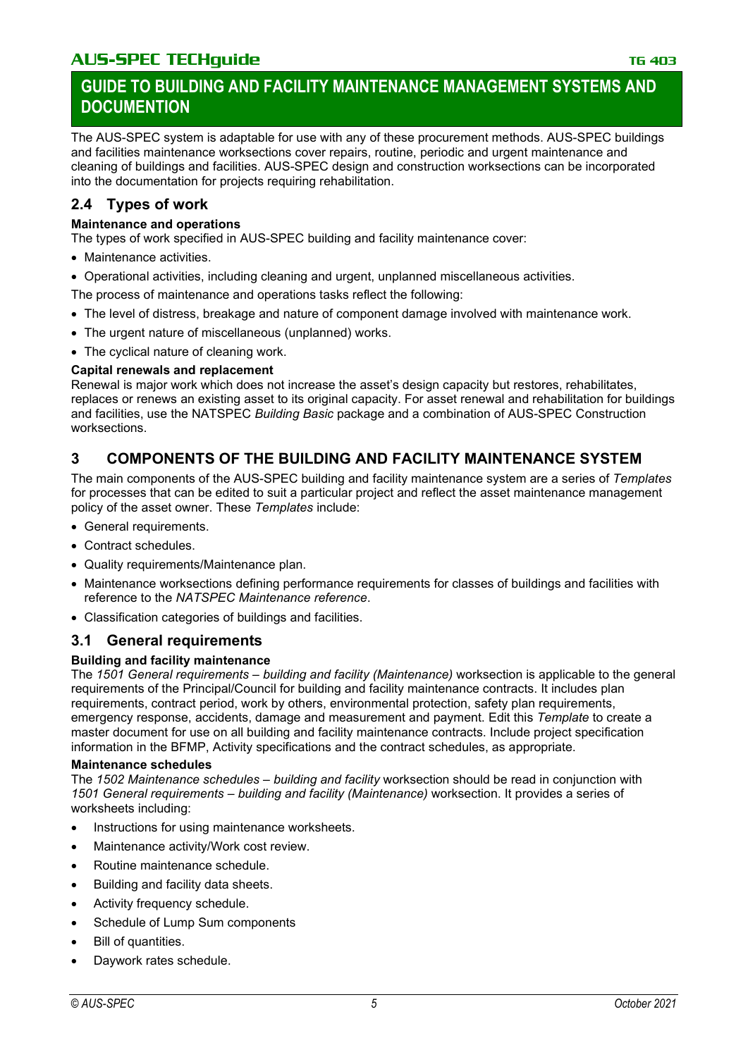The AUS-SPEC system is adaptable for use with any of these procurement methods. AUS-SPEC buildings and facilities maintenance worksections cover repairs, routine, periodic and urgent maintenance and cleaning of buildings and facilities. AUS-SPEC design and construction worksections can be incorporated into the documentation for projects requiring rehabilitation.

## 2.4 Types of work

**Maintenance and operations**

The types of work specified in AUS-SPEC building and facility maintenance cover:

- Maintenance activities.
- Operational activities, including cleaning and urgent, unplanned miscellaneous activities.

The process of maintenance and operations tasks reflect the following:

- The level of distress, breakage and nature of component damage involved with maintenance work.
- The urgent nature of miscellaneous (unplanned) works.
- The cyclical nature of cleaning work.

**Capital renewals and replacement**

Renewal is major work which does not increase the asset's design capacity but restores, rehabilitates, replaces or renews an existing asset to its original capacity. For asset renewal and rehabilitation for buildings and facilities, use the NATSPEC *Building Basic* package and a combination of AUS-SPEC Construction worksections.

# 3 COMPONENTS OF THE BUILDING AND FACILITY MAINTENANCE SYSTEM

The main components of the AUS-SPEC building and facility maintenance system are a series of *Templates* for processes that can be edited to suit a particular project and reflect the asset maintenance management policy of the asset owner. These *Templates* include:

- General requirements.
- Contract schedules.
- Quality requirements/Maintenance plan.
- Maintenance worksections defining performance requirements for classes of buildings and facilities with reference to the *NATSPEC Maintenance reference*.
- Classification categories of buildings and facilities.

## 3.1 General requirements

**Building and facility maintenance**

The *1501 General requirements – building and facility (Maintenance)* worksection is applicable to the general requirements of the Principal/Council for building and facility maintenance contracts. It includes plan requirements, contract period, work by others, environmental protection, safety plan requirements, emergency response, accidents, damage and measurement and payment. Edit this *Template* to create a master document for use on all building and facility maintenance contracts. Include project specification information in the BFMP, Activity specifications and the contract schedules, as appropriate.

**Maintenance schedules**

The *1502 Maintenance schedules – building and facility* worksection should be read in conjunction with *1501 General requirements – building and facility (Maintenance)* worksection. It provides a series of worksheets including:

- Instructions for using maintenance worksheets.
- Maintenance activity/Work cost review.
- Routine maintenance schedule.
- Building and facility data sheets.
- Activity frequency schedule.
- Schedule of Lump Sum components
- Bill of quantities.
- Daywork rates schedule.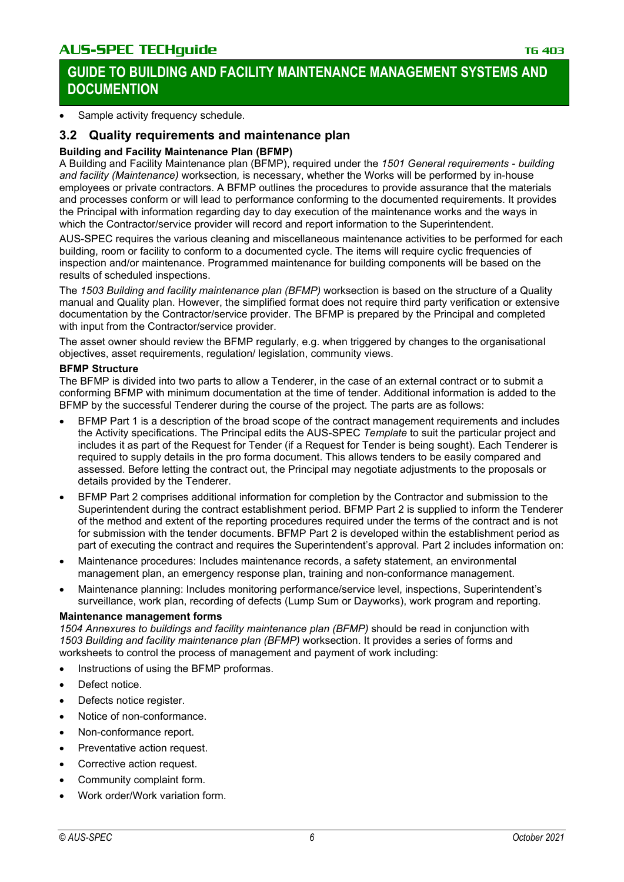- Sample activity frequency schedule.

## 3.2 Quality requirements and maintenance plan

**Building and Facility Maintenance Plan (BFMP)**

A Building and Facility Maintenance plan (BFMP), required under the *1501 General requirements - building and facility (Maintenance)* worksection*,* is necessary, whether the Works will be performed by in-house employees or private contractors. A BFMP outlines the procedures to provide assurance that the materials and processes conform or will lead to performance conforming to the documented requirements. It provides the Principal with information regarding day to day execution of the maintenance works and the ways in which the Contractor/service provider will record and report information to the Superintendent.

AUS-SPEC requires the various cleaning and miscellaneous maintenance activities to be performed for each building, room or facility to conform to a documented cycle. The items will require cyclic frequencies of inspection and/or maintenance. Programmed maintenance for building components will be based on the results of scheduled inspections.

The *1503 Building and facility maintenance plan (BFMP)* worksection is based on the structure of a Quality manual and Quality plan. However, the simplified format does not require third party verification or extensive documentation by the Contractor/service provider. The BFMP is prepared by the Principal and completed with input from the Contractor/service provider.

The asset owner should review the BFMP regularly, e.g. when triggered by changes to the organisational objectives, asset requirements, regulation/ legislation, community views.

**BFMP Structure**

The BFMP is divided into two parts to allow a Tenderer, in the case of an external contract or to submit a conforming BFMP with minimum documentation at the time of tender. Additional information is added to the BFMP by the successful Tenderer during the course of the project. The parts are as follows:

- BFMP Part 1 is a description of the broad scope of the contract management requirements and includes the Activity specifications. The Principal edits the AUS-SPEC *Template* to suit the particular project and includes it as part of the Request for Tender (if a Request for Tender is being sought). Each Tenderer is required to supply details in the pro forma document. This allows tenders to be easily compared and assessed. Before letting the contract out, the Principal may negotiate adjustments to the proposals or details provided by the Tenderer.
- BFMP Part 2 comprises additional information for completion by the Contractor and submission to the Superintendent during the contract establishment period. BFMP Part 2 is supplied to inform the Tenderer of the method and extent of the reporting procedures required under the terms of the contract and is not for submission with the tender documents. BFMP Part 2 is developed within the establishment period as part of executing the contract and requires the Superintendent's approval. Part 2 includes information on:
- Maintenance procedures: Includes maintenance records, a safety statement, an environmental management plan, an emergency response plan, training and non-conformance management.
- Maintenance planning: Includes monitoring performance/service level, inspections, Superintendent's surveillance, work plan, recording of defects (Lump Sum or Dayworks), work program and reporting.

**Maintenance management forms**

*1504 Annexures to buildings and facility maintenance plan (BFMP)* should be read in conjunction with *1503 Building and facility maintenance plan (BFMP)* worksection. It provides a series of forms and worksheets to control the process of management and payment of work including:

- Instructions of using the BFMP proformas.
- Defect notice.
- Defects notice register.
- Notice of non-conformance.
- Non-conformance report.
- Preventative action request.
- Corrective action request.
- Community complaint form.
- Work order/Work variation form.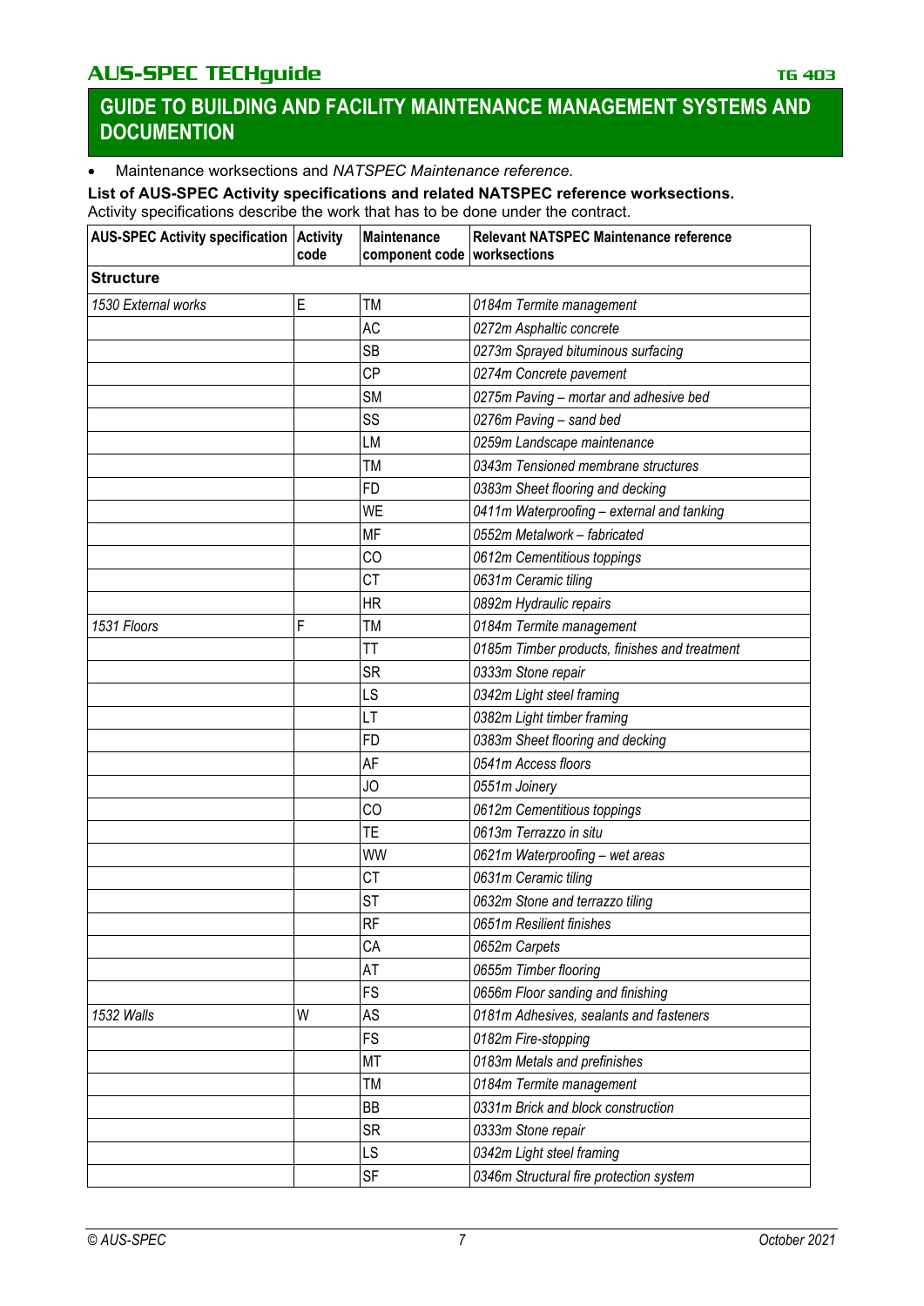- Maintenance worksections and *NATSPEC Maintenance reference.*

**List of AUS-SPEC Activity specifications and related NATSPEC reference worksections.**
Activity specifications describe the work that has to be done under the contract.

| AUS-SPEC Activity specification | Activity code | Maintenance component code | Relevant NATSPEC Maintenance reference worksections |
|---|---|---|---|
| **Structure** | | | |
| *1530 External works* | E | TM | *0184m Termite management* |
| | | AC | *0272m Asphaltic concrete* |
| | | SB | *0273m Sprayed bituminous surfacing* |
| | | CP | *0274m Concrete pavement* |
| | | SM | *0275m Paving – mortar and adhesive bed* |
| | | SS | *0276m Paving – sand bed* |
| | | LM | *0259m Landscape maintenance* |
| | | TM | *0343m Tensioned membrane structures* |
| | | FD | *0383m Sheet flooring and decking* |
| | | WE | *0411m Waterproofing – external and tanking* |
| | | MF | *0552m Metalwork – fabricated* |
| | | CO | *0612m Cementitious toppings* |
| | | CT | *0631m Ceramic tiling* |
| | | HR | *0892m Hydraulic repairs* |
| *1531 Floors* | F | TM | *0184m Termite management* |
| | | TT | *0185m Timber products, finishes and treatment* |
| | | SR | *0333m Stone repair* |
| | | LS | *0342m Light steel framing* |
| | | LT | *0382m Light timber framing* |
| | | FD | *0383m Sheet flooring and decking* |
| | | AF | *0541m Access floors* |
| | | JO | *0551m Joinery* |
| | | CO | *0612m Cementitious toppings* |
| | | TE | *0613m Terrazzo in situ* |
| | | WW | *0621m Waterproofing – wet areas* |
| | | CT | *0631m Ceramic tiling* |
| | | ST | *0632m Stone and terrazzo tiling* |
| | | RF | *0651m Resilient finishes* |
| | | CA | *0652m Carpets* |
| | | AT | *0655m Timber flooring* |
| | | FS | *0656m Floor sanding and finishing* |
| *1532 Walls* | W | AS | *0181m Adhesives, sealants and fasteners* |
| | | FS | *0182m Fire-stopping* |
| | | MT | *0183m Metals and prefinishes* |
| | | TM | *0184m Termite management* |
| | | BB | *0331m Brick and block construction* |
| | | SR | *0333m Stone repair* |
| | | LS | *0342m Light steel framing* |
| | | SF | *0346m Structural fire protection system* |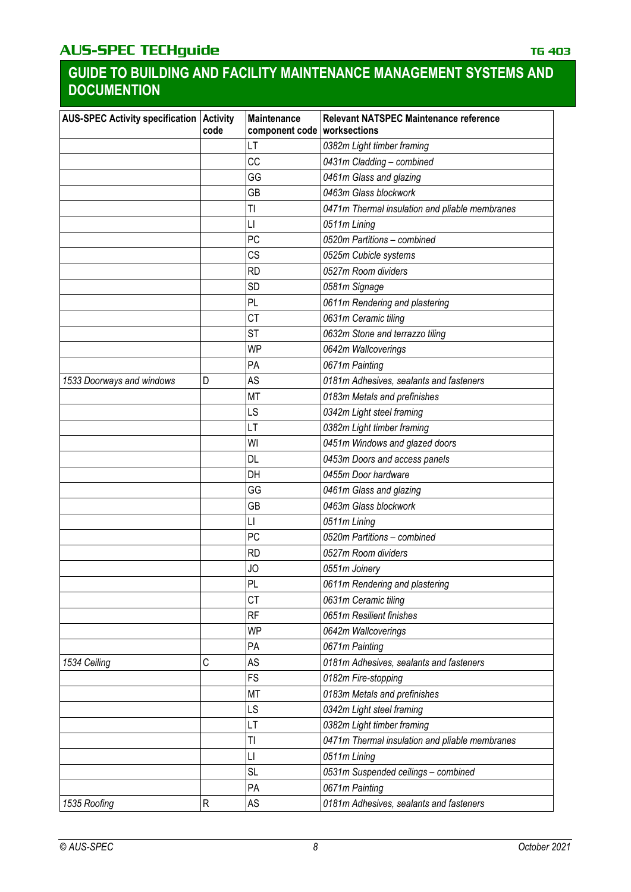## GUIDE TO BUILDING AND FACILITY MAINTENANCE MANAGEMENT SYSTEMS AND DOCUMENTION

| AUS-SPEC Activity specification | Activity code | Maintenance component code | Relevant NATSPEC Maintenance reference worksections |
|---|---|---|---|
| | | LT | *0382m Light timber framing* |
| | | CC | *0431m Cladding – combined* |
| | | GG | *0461m Glass and glazing* |
| | | GB | *0463m Glass blockwork* |
| | | TI | *0471m Thermal insulation and pliable membranes* |
| | | LI | *0511m Lining* |
| | | PC | *0520m Partitions – combined* |
| | | CS | *0525m Cubicle systems* |
| | | RD | *0527m Room dividers* |
| | | SD | *0581m Signage* |
| | | PL | *0611m Rendering and plastering* |
| | | CT | *0631m Ceramic tiling* |
| | | ST | *0632m Stone and terrazzo tiling* |
| | | WP | *0642m Wallcoverings* |
| | | PA | *0671m Painting* |
| *1533 Doorways and windows* | D | AS | *0181m Adhesives, sealants and fasteners* |
| | | MT | *0183m Metals and prefinishes* |
| | | LS | *0342m Light steel framing* |
| | | LT | *0382m Light timber framing* |
| | | WI | *0451m Windows and glazed doors* |
| | | DL | *0453m Doors and access panels* |
| | | DH | *0455m Door hardware* |
| | | GG | *0461m Glass and glazing* |
| | | GB | *0463m Glass blockwork* |
| | | LI | *0511m Lining* |
| | | PC | *0520m Partitions – combined* |
| | | RD | *0527m Room dividers* |
| | | JO | *0551m Joinery* |
| | | PL | *0611m Rendering and plastering* |
| | | CT | *0631m Ceramic tiling* |
| | | RF | *0651m Resilient finishes* |
| | | WP | *0642m Wallcoverings* |
| | | PA | *0671m Painting* |
| *1534 Ceiling* | C | AS | *0181m Adhesives, sealants and fasteners* |
| | | FS | *0182m Fire-stopping* |
| | | MT | *0183m Metals and prefinishes* |
| | | LS | *0342m Light steel framing* |
| | | LT | *0382m Light timber framing* |
| | | TI | *0471m Thermal insulation and pliable membranes* |
| | | LI | *0511m Lining* |
| | | SL | *0531m Suspended ceilings – combined* |
| | | PA | *0671m Painting* |
| *1535 Roofing* | R | AS | *0181m Adhesives, sealants and fasteners* |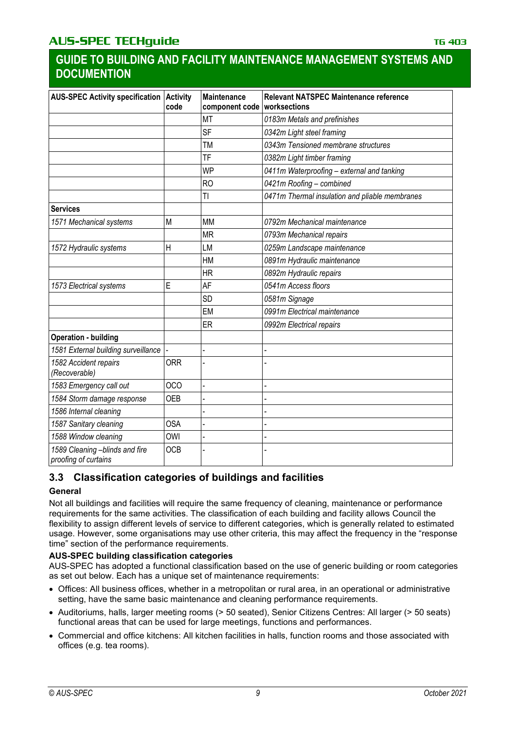| AUS-SPEC Activity specification | Activity code | Maintenance component code | Relevant NATSPEC Maintenance reference worksections |
|---|---|---|---|
| | | MT | *0183m Metals and prefinishes* |
| | | SF | *0342m Light steel framing* |
| | | TM | *0343m Tensioned membrane structures* |
| | | TF | *0382m Light timber framing* |
| | | WP | *0411m Waterproofing – external and tanking* |
| | | RO | *0421m Roofing – combined* |
| | | TI | *0471m Thermal insulation and pliable membranes* |
| **Services** | | | |
| *1571 Mechanical systems* | M | MM | *0792m Mechanical maintenance* |
| | | MR | *0793m Mechanical repairs* |
| *1572 Hydraulic systems* | H | LM | *0259m Landscape maintenance* |
| | | HM | *0891m Hydraulic maintenance* |
| | | HR | *0892m Hydraulic repairs* |
| *1573 Electrical systems* | E | AF | *0541m Access floors* |
| | | SD | *0581m Signage* |
| | | EM | *0991m Electrical maintenance* |
| | | ER | *0992m Electrical repairs* |
| **Operation - building** | | | |
| *1581 External building surveillance* | - | - | - |
| *1582 Accident repairs (Recoverable)* | ORR | - | - |
| *1583 Emergency call out* | OCO | - | - |
| *1584 Storm damage response* | OEB | - | - |
| *1586 Internal cleaning* | | - | - |
| *1587 Sanitary cleaning* | OSA | - | - |
| *1588 Window cleaning* | OWI | - | - |
| *1589 Cleaning –blinds and fire proofing of curtains* | OCB | - | - |

## 3.3 Classification categories of buildings and facilities

**General**

Not all buildings and facilities will require the same frequency of cleaning, maintenance or performance requirements for the same activities. The classification of each building and facility allows Council the flexibility to assign different levels of service to different categories, which is generally related to estimated usage. However, some organisations may use other criteria, this may affect the frequency in the "response time" section of the performance requirements.

**AUS-SPEC building classification categories**

AUS-SPEC has adopted a functional classification based on the use of generic building or room categories as set out below. Each has a unique set of maintenance requirements:

- Offices: All business offices, whether in a metropolitan or rural area, in an operational or administrative setting, have the same basic maintenance and cleaning performance requirements.
- Auditoriums, halls, larger meeting rooms (> 50 seated), Senior Citizens Centres: All larger (> 50 seats) functional areas that can be used for large meetings, functions and performances.
- Commercial and office kitchens: All kitchen facilities in halls, function rooms and those associated with offices (e.g. tea rooms).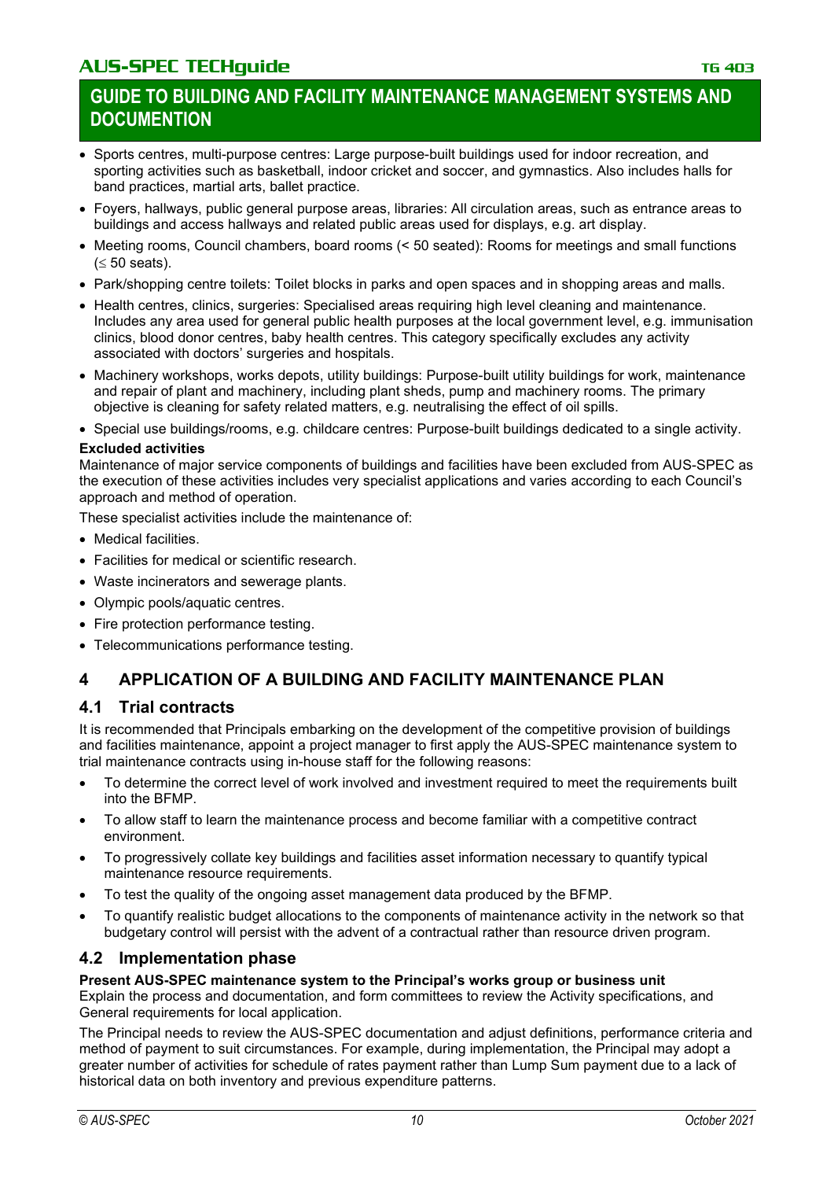- Sports centres, multi-purpose centres: Large purpose-built buildings used for indoor recreation, and sporting activities such as basketball, indoor cricket and soccer, and gymnastics. Also includes halls for band practices, martial arts, ballet practice.
- Foyers, hallways, public general purpose areas, libraries: All circulation areas, such as entrance areas to buildings and access hallways and related public areas used for displays, e.g. art display.
- Meeting rooms, Council chambers, board rooms (< 50 seated): Rooms for meetings and small functions (≤ 50 seats).
- Park/shopping centre toilets: Toilet blocks in parks and open spaces and in shopping areas and malls.
- Health centres, clinics, surgeries: Specialised areas requiring high level cleaning and maintenance. Includes any area used for general public health purposes at the local government level, e.g. immunisation clinics, blood donor centres, baby health centres. This category specifically excludes any activity associated with doctors' surgeries and hospitals.
- Machinery workshops, works depots, utility buildings: Purpose-built utility buildings for work, maintenance and repair of plant and machinery, including plant sheds, pump and machinery rooms. The primary objective is cleaning for safety related matters, e.g. neutralising the effect of oil spills.
- Special use buildings/rooms, e.g. childcare centres: Purpose-built buildings dedicated to a single activity.

**Excluded activities**

Maintenance of major service components of buildings and facilities have been excluded from AUS-SPEC as the execution of these activities includes very specialist applications and varies according to each Council's approach and method of operation.

These specialist activities include the maintenance of:

- Medical facilities.
- Facilities for medical or scientific research.
- Waste incinerators and sewerage plants.
- Olympic pools/aquatic centres.
- Fire protection performance testing.
- Telecommunications performance testing.

# 4 APPLICATION OF A BUILDING AND FACILITY MAINTENANCE PLAN

## 4.1 Trial contracts

It is recommended that Principals embarking on the development of the competitive provision of buildings and facilities maintenance, appoint a project manager to first apply the AUS-SPEC maintenance system to trial maintenance contracts using in-house staff for the following reasons:

- To determine the correct level of work involved and investment required to meet the requirements built into the BFMP.
- To allow staff to learn the maintenance process and become familiar with a competitive contract environment.
- To progressively collate key buildings and facilities asset information necessary to quantify typical maintenance resource requirements.
- To test the quality of the ongoing asset management data produced by the BFMP.
- To quantify realistic budget allocations to the components of maintenance activity in the network so that budgetary control will persist with the advent of a contractual rather than resource driven program.

## 4.2 Implementation phase

**Present AUS-SPEC maintenance system to the Principal's works group or business unit**

Explain the process and documentation, and form committees to review the Activity specifications, and General requirements for local application.

The Principal needs to review the AUS-SPEC documentation and adjust definitions, performance criteria and method of payment to suit circumstances. For example, during implementation, the Principal may adopt a greater number of activities for schedule of rates payment rather than Lump Sum payment due to a lack of historical data on both inventory and previous expenditure patterns.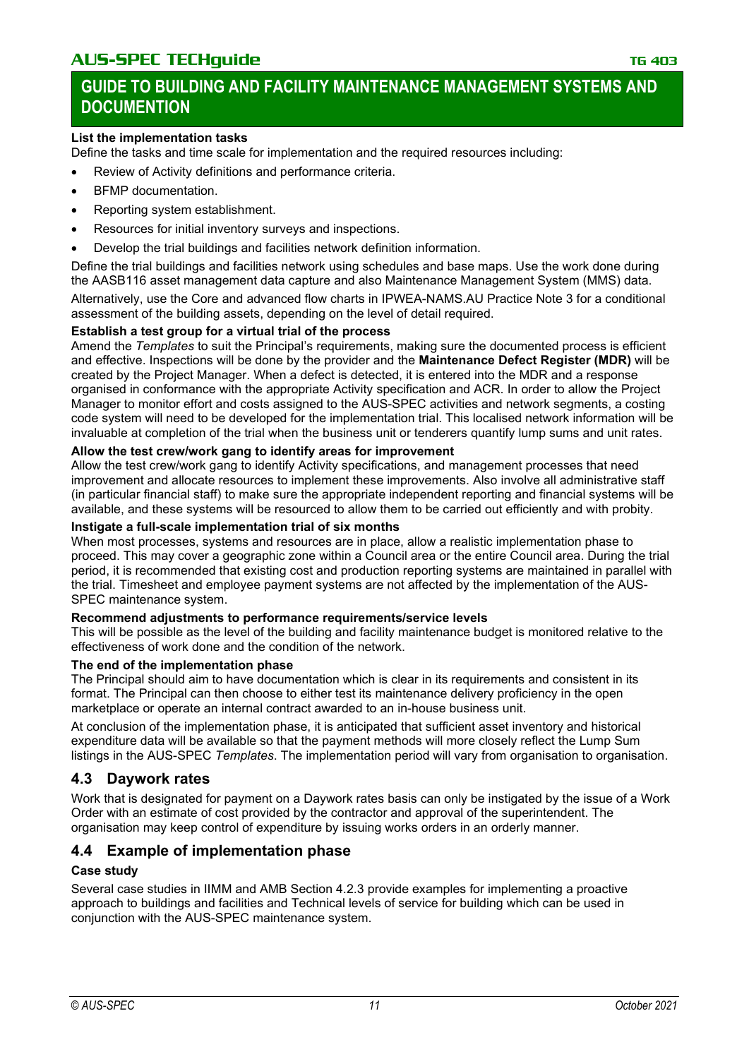**List the implementation tasks**

Define the tasks and time scale for implementation and the required resources including:

- Review of Activity definitions and performance criteria.
- BFMP documentation.
- Reporting system establishment.
- Resources for initial inventory surveys and inspections.
- Develop the trial buildings and facilities network definition information.

Define the trial buildings and facilities network using schedules and base maps. Use the work done during the AASB116 asset management data capture and also Maintenance Management System (MMS) data.

Alternatively, use the Core and advanced flow charts in IPWEA-NAMS.AU Practice Note 3 for a conditional assessment of the building assets, depending on the level of detail required.

**Establish a test group for a virtual trial of the process**

Amend the *Templates* to suit the Principal's requirements, making sure the documented process is efficient and effective. Inspections will be done by the provider and the **Maintenance Defect Register (MDR)** will be created by the Project Manager. When a defect is detected, it is entered into the MDR and a response organised in conformance with the appropriate Activity specification and ACR. In order to allow the Project Manager to monitor effort and costs assigned to the AUS-SPEC activities and network segments, a costing code system will need to be developed for the implementation trial. This localised network information will be invaluable at completion of the trial when the business unit or tenderers quantify lump sums and unit rates.

**Allow the test crew/work gang to identify areas for improvement**

Allow the test crew/work gang to identify Activity specifications, and management processes that need improvement and allocate resources to implement these improvements. Also involve all administrative staff (in particular financial staff) to make sure the appropriate independent reporting and financial systems will be available, and these systems will be resourced to allow them to be carried out efficiently and with probity.

**Instigate a full-scale implementation trial of six months**

When most processes, systems and resources are in place, allow a realistic implementation phase to proceed. This may cover a geographic zone within a Council area or the entire Council area. During the trial period, it is recommended that existing cost and production reporting systems are maintained in parallel with the trial. Timesheet and employee payment systems are not affected by the implementation of the AUS-SPEC maintenance system.

**Recommend adjustments to performance requirements/service levels**

This will be possible as the level of the building and facility maintenance budget is monitored relative to the effectiveness of work done and the condition of the network.

**The end of the implementation phase**

The Principal should aim to have documentation which is clear in its requirements and consistent in its format. The Principal can then choose to either test its maintenance delivery proficiency in the open marketplace or operate an internal contract awarded to an in-house business unit.

At conclusion of the implementation phase, it is anticipated that sufficient asset inventory and historical expenditure data will be available so that the payment methods will more closely reflect the Lump Sum listings in the AUS-SPEC *Templates*. The implementation period will vary from organisation to organisation.

## 4.3 Daywork rates

Work that is designated for payment on a Daywork rates basis can only be instigated by the issue of a Work Order with an estimate of cost provided by the contractor and approval of the superintendent. The organisation may keep control of expenditure by issuing works orders in an orderly manner.

## 4.4 Example of implementation phase

**Case study**

Several case studies in IIMM and AMB Section 4.2.3 provide examples for implementing a proactive approach to buildings and facilities and Technical levels of service for building which can be used in conjunction with the AUS-SPEC maintenance system.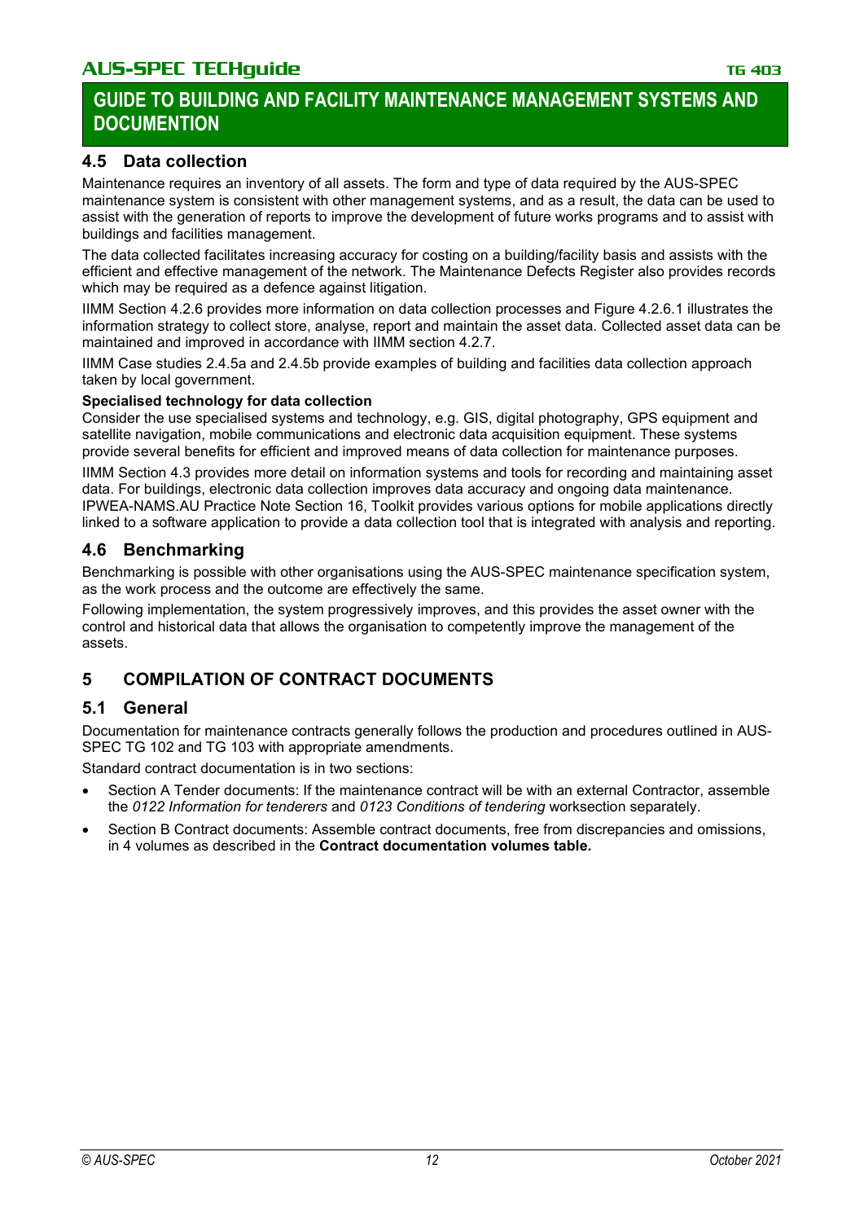## 4.5 Data collection

Maintenance requires an inventory of all assets. The form and type of data required by the AUS-SPEC maintenance system is consistent with other management systems, and as a result, the data can be used to assist with the generation of reports to improve the development of future works programs and to assist with buildings and facilities management.

The data collected facilitates increasing accuracy for costing on a building/facility basis and assists with the efficient and effective management of the network. The Maintenance Defects Register also provides records which may be required as a defence against litigation.

IIMM Section 4.2.6 provides more information on data collection processes and Figure 4.2.6.1 illustrates the information strategy to collect store, analyse, report and maintain the asset data. Collected asset data can be maintained and improved in accordance with IIMM section 4.2.7.

IIMM Case studies 2.4.5a and 2.4.5b provide examples of building and facilities data collection approach taken by local government.

**Specialised technology for data collection**

Consider the use specialised systems and technology, e.g. GIS, digital photography, GPS equipment and satellite navigation, mobile communications and electronic data acquisition equipment. These systems provide several benefits for efficient and improved means of data collection for maintenance purposes.

IIMM Section 4.3 provides more detail on information systems and tools for recording and maintaining asset data. For buildings, electronic data collection improves data accuracy and ongoing data maintenance. IPWEA-NAMS.AU Practice Note Section 16, Toolkit provides various options for mobile applications directly linked to a software application to provide a data collection tool that is integrated with analysis and reporting.

## 4.6 Benchmarking

Benchmarking is possible with other organisations using the AUS-SPEC maintenance specification system, as the work process and the outcome are effectively the same.

Following implementation, the system progressively improves, and this provides the asset owner with the control and historical data that allows the organisation to competently improve the management of the assets.

# 5 COMPILATION OF CONTRACT DOCUMENTS

## 5.1 General

Documentation for maintenance contracts generally follows the production and procedures outlined in AUS-SPEC TG 102 and TG 103 with appropriate amendments.

Standard contract documentation is in two sections:

- Section A Tender documents: If the maintenance contract will be with an external Contractor, assemble the *0122 Information for tenderers* and *0123 Conditions of tendering* worksection separately.
- Section B Contract documents: Assemble contract documents, free from discrepancies and omissions, in 4 volumes as described in the **Contract documentation volumes table.**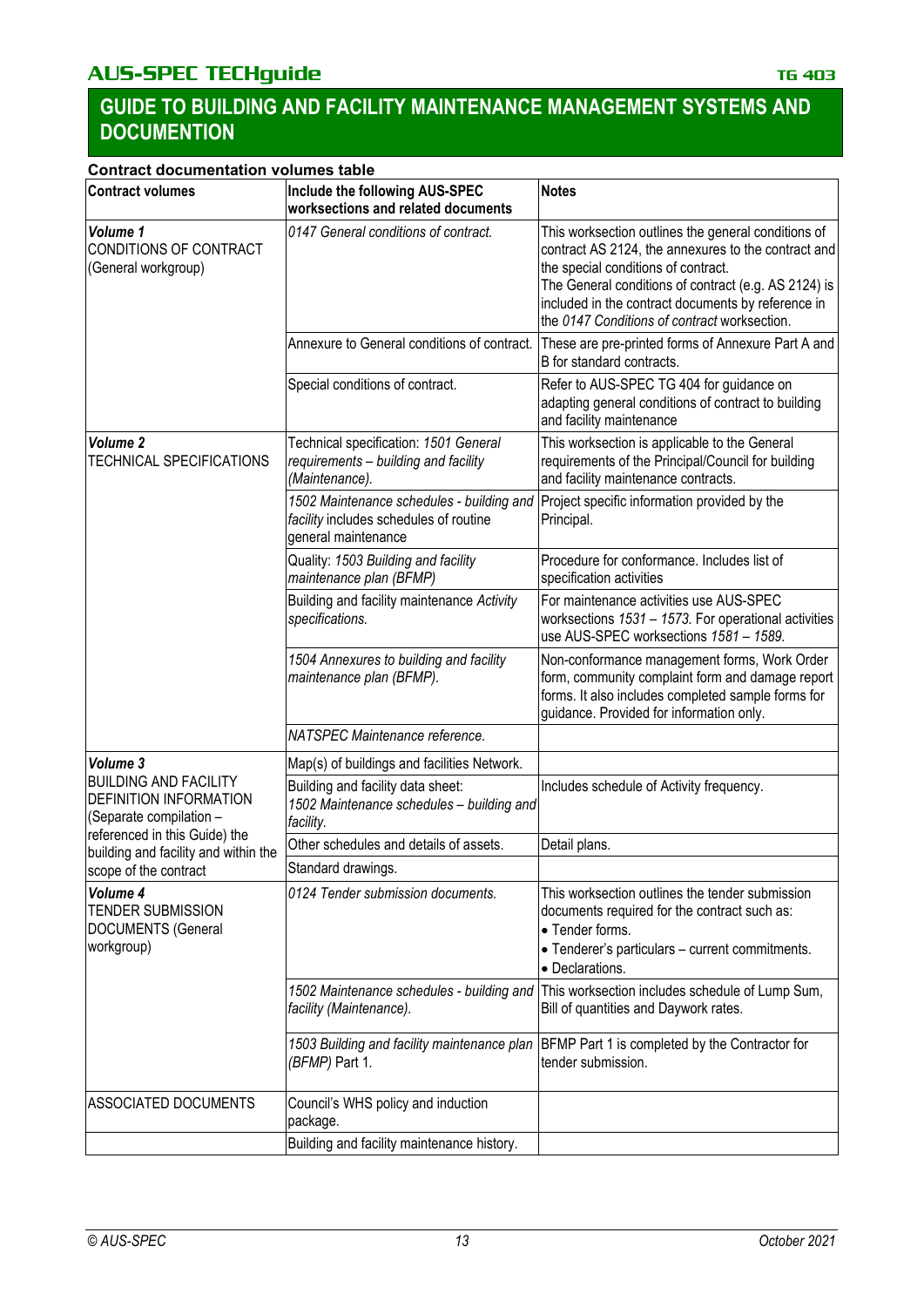## Contract documentation volumes table

| Contract volumes | Include the following AUS-SPEC worksections and related documents | Notes |
|---|---|---|
| ***Volume 1*** CONDITIONS OF CONTRACT (General workgroup) | *0147 General conditions of contract.* | This worksection outlines the general conditions of contract AS 2124, the annexures to the contract and the special conditions of contract. The General conditions of contract (e.g. AS 2124) is included in the contract documents by reference in the *0147 Conditions of contract* worksection. |
| | Annexure to General conditions of contract. | These are pre-printed forms of Annexure Part A and B for standard contracts. |
| | Special conditions of contract. | Refer to AUS-SPEC TG 404 for guidance on adapting general conditions of contract to building and facility maintenance |
| ***Volume 2*** TECHNICAL SPECIFICATIONS | Technical specification: *1501 General requirements – building and facility (Maintenance).* | This worksection is applicable to the General requirements of the Principal/Council for building and facility maintenance contracts. |
| | *1502 Maintenance schedules - building and facility* includes schedules of routine general maintenance | Project specific information provided by the Principal. |
| | Quality: *1503 Building and facility maintenance plan (BFMP)* | Procedure for conformance. Includes list of specification activities |
| | Building and facility maintenance *Activity specifications.* | For maintenance activities use AUS-SPEC worksections *1531 – 1573.* For operational activities use AUS-SPEC worksections *1581 – 1589.* |
| | *1504 Annexures to building and facility maintenance plan (BFMP).* | Non-conformance management forms, Work Order form, community complaint form and damage report forms. It also includes completed sample forms for guidance. Provided for information only. |
| | *NATSPEC Maintenance reference.* | |
| ***Volume 3*** BUILDING AND FACILITY DEFINITION INFORMATION (Separate compilation – referenced in this Guide) the building and facility and within the scope of the contract | Map(s) of buildings and facilities Network. | |
| | Building and facility data sheet: *1502 Maintenance schedules – building and facility.* | Includes schedule of Activity frequency. |
| | Other schedules and details of assets. | Detail plans. |
| | Standard drawings. | |
| ***Volume 4*** TENDER SUBMISSION DOCUMENTS (General workgroup) | *0124 Tender submission documents.* | This worksection outlines the tender submission documents required for the contract such as: • Tender forms. • Tenderer's particulars – current commitments. • Declarations. |
| | *1502 Maintenance schedules - building and facility (Maintenance).* | This worksection includes schedule of Lump Sum, Bill of quantities and Daywork rates. |
| | *1503 Building and facility maintenance plan (BFMP)* Part 1. | BFMP Part 1 is completed by the Contractor for tender submission. |
| ASSOCIATED DOCUMENTS | Council's WHS policy and induction package. | |
| | Building and facility maintenance history. | |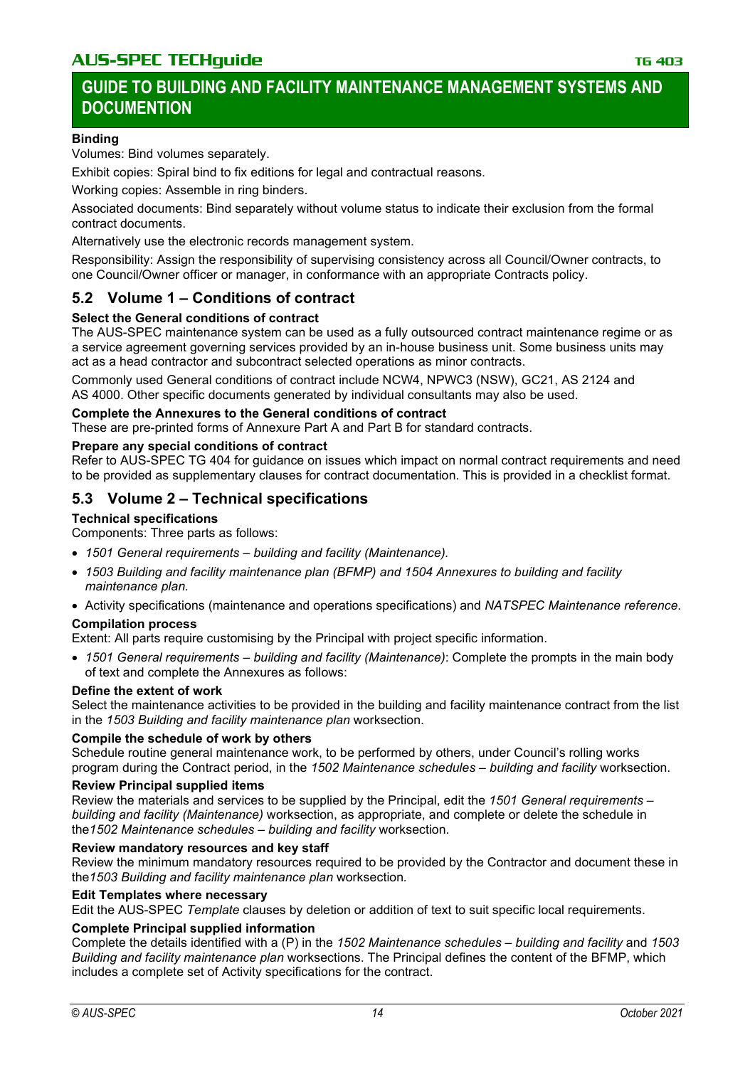**Binding**

Volumes: Bind volumes separately.

Exhibit copies: Spiral bind to fix editions for legal and contractual reasons.

Working copies: Assemble in ring binders.

Associated documents: Bind separately without volume status to indicate their exclusion from the formal contract documents.

Alternatively use the electronic records management system.

Responsibility: Assign the responsibility of supervising consistency across all Council/Owner contracts, to one Council/Owner officer or manager, in conformance with an appropriate Contracts policy.

## 5.2 Volume 1 – Conditions of contract

**Select the General conditions of contract**

The AUS-SPEC maintenance system can be used as a fully outsourced contract maintenance regime or as a service agreement governing services provided by an in-house business unit. Some business units may act as a head contractor and subcontract selected operations as minor contracts.

Commonly used General conditions of contract include NCW4, NPWC3 (NSW), GC21, AS 2124 and AS 4000. Other specific documents generated by individual consultants may also be used.

**Complete the Annexures to the General conditions of contract**

These are pre-printed forms of Annexure Part A and Part B for standard contracts.

**Prepare any special conditions of contract**

Refer to AUS-SPEC TG 404 for guidance on issues which impact on normal contract requirements and need to be provided as supplementary clauses for contract documentation. This is provided in a checklist format.

## 5.3 Volume 2 – Technical specifications

**Technical specifications**

Components: Three parts as follows:

- *1501 General requirements – building and facility (Maintenance).*
- *1503 Building and facility maintenance plan (BFMP) and 1504 Annexures to building and facility maintenance plan.*
- Activity specifications (maintenance and operations specifications) and *NATSPEC Maintenance reference*.

**Compilation process**

Extent: All parts require customising by the Principal with project specific information.

- *1501 General requirements – building and facility (Maintenance)*: Complete the prompts in the main body of text and complete the Annexures as follows:

**Define the extent of work**

Select the maintenance activities to be provided in the building and facility maintenance contract from the list in the *1503 Building and facility maintenance plan* worksection.

**Compile the schedule of work by others**

Schedule routine general maintenance work, to be performed by others, under Council's rolling works program during the Contract period, in the *1502 Maintenance schedules – building and facility* worksection.

**Review Principal supplied items**

Review the materials and services to be supplied by the Principal, edit the *1501 General requirements – building and facility (Maintenance)* worksection, as appropriate, and complete or delete the schedule in the*1502 Maintenance schedules – building and facility* worksection.

**Review mandatory resources and key staff**

Review the minimum mandatory resources required to be provided by the Contractor and document these in the*1503 Building and facility maintenance plan* worksection.

**Edit Templates where necessary**

Edit the AUS-SPEC *Template* clauses by deletion or addition of text to suit specific local requirements.

**Complete Principal supplied information**

Complete the details identified with a (P) in the *1502 Maintenance schedules – building and facility* and *1503 Building and facility maintenance plan* worksections. The Principal defines the content of the BFMP, which includes a complete set of Activity specifications for the contract.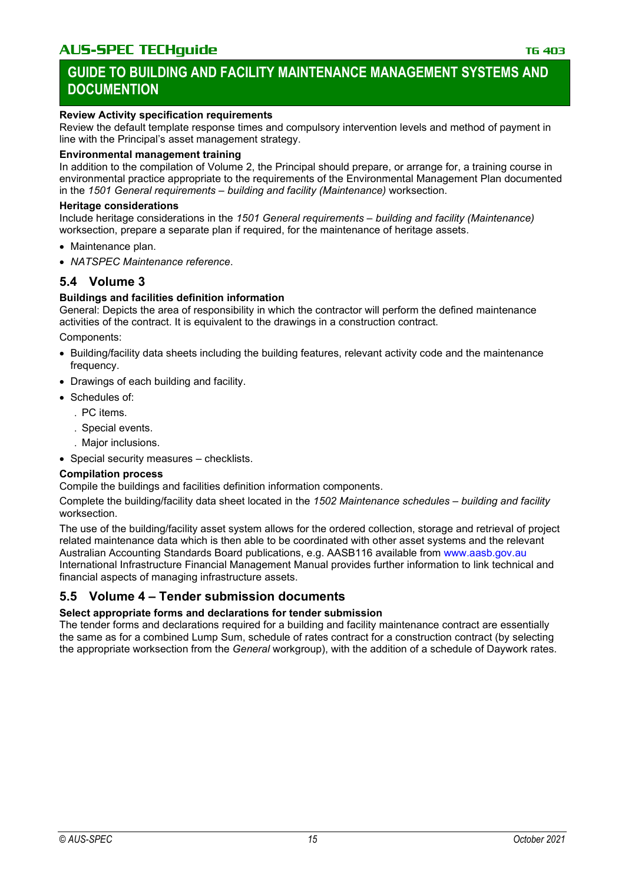**Review Activity specification requirements**

Review the default template response times and compulsory intervention levels and method of payment in line with the Principal's asset management strategy.

**Environmental management training**

In addition to the compilation of Volume 2, the Principal should prepare, or arrange for, a training course in environmental practice appropriate to the requirements of the Environmental Management Plan documented in the *1501 General requirements – building and facility (Maintenance)* worksection.

**Heritage considerations**

Include heritage considerations in the *1501 General requirements – building and facility (Maintenance)* worksection, prepare a separate plan if required, for the maintenance of heritage assets.

- Maintenance plan.
- *NATSPEC Maintenance reference*.

## 5.4 Volume 3

**Buildings and facilities definition information**

General: Depicts the area of responsibility in which the contractor will perform the defined maintenance activities of the contract. It is equivalent to the drawings in a construction contract.

Components:

- Building/facility data sheets including the building features, relevant activity code and the maintenance frequency.
- Drawings of each building and facility.
- Schedules of:
  - PC items.
  - Special events.
  - Major inclusions.
- Special security measures – checklists.

**Compilation process**

Compile the buildings and facilities definition information components.

Complete the building/facility data sheet located in the *1502 Maintenance schedules – building and facility* worksection.

The use of the building/facility asset system allows for the ordered collection, storage and retrieval of project related maintenance data which is then able to be coordinated with other asset systems and the relevant Australian Accounting Standards Board publications, e.g. AASB116 available from www.aasb.gov.au International Infrastructure Financial Management Manual provides further information to link technical and financial aspects of managing infrastructure assets.

## 5.5 Volume 4 – Tender submission documents

**Select appropriate forms and declarations for tender submission**

The tender forms and declarations required for a building and facility maintenance contract are essentially the same as for a combined Lump Sum, schedule of rates contract for a construction contract (by selecting the appropriate worksection from the *General* workgroup), with the addition of a schedule of Daywork rates.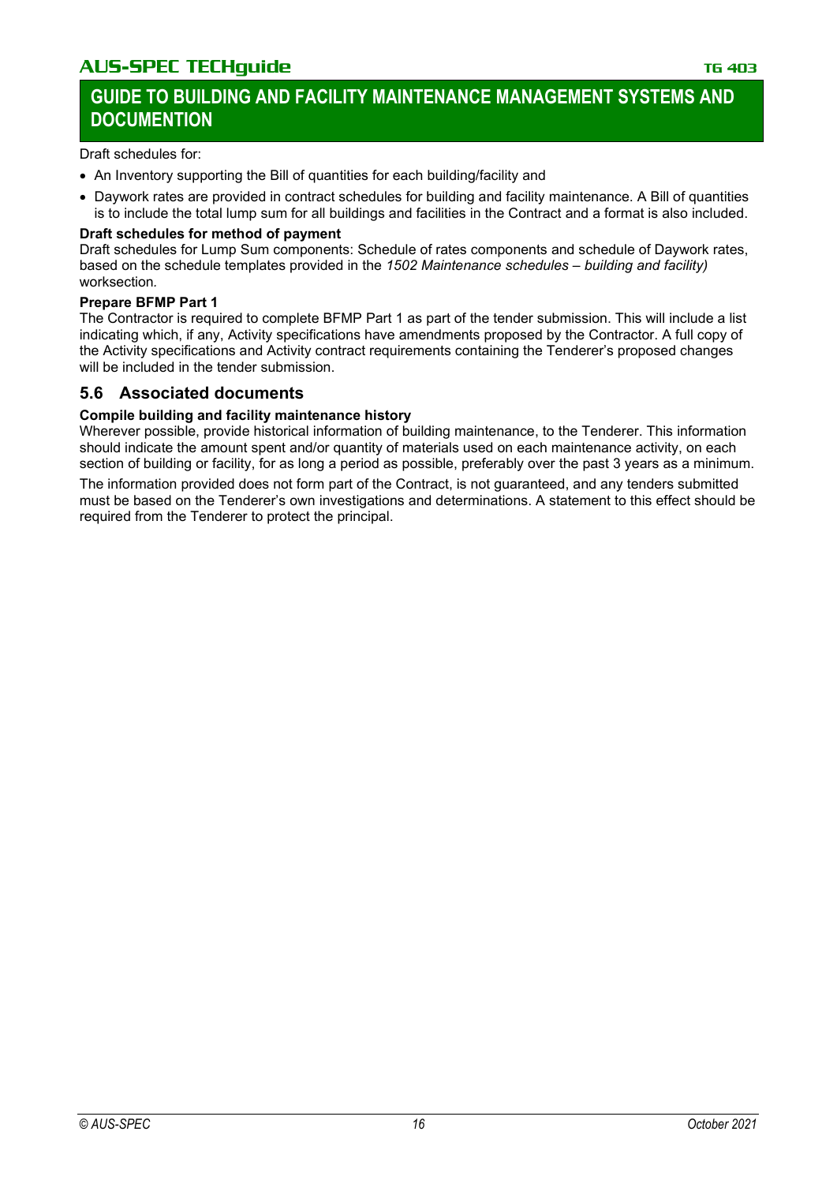Draft schedules for:

- An Inventory supporting the Bill of quantities for each building/facility and
- Daywork rates are provided in contract schedules for building and facility maintenance. A Bill of quantities is to include the total lump sum for all buildings and facilities in the Contract and a format is also included.

**Draft schedules for method of payment**

Draft schedules for Lump Sum components: Schedule of rates components and schedule of Daywork rates, based on the schedule templates provided in the *1502 Maintenance schedules – building and facility)* worksection.

**Prepare BFMP Part 1**

The Contractor is required to complete BFMP Part 1 as part of the tender submission. This will include a list indicating which, if any, Activity specifications have amendments proposed by the Contractor. A full copy of the Activity specifications and Activity contract requirements containing the Tenderer's proposed changes will be included in the tender submission.

## 5.6 Associated documents

**Compile building and facility maintenance history**

Wherever possible, provide historical information of building maintenance, to the Tenderer. This information should indicate the amount spent and/or quantity of materials used on each maintenance activity, on each section of building or facility, for as long a period as possible, preferably over the past 3 years as a minimum.

The information provided does not form part of the Contract, is not guaranteed, and any tenders submitted must be based on the Tenderer's own investigations and determinations. A statement to this effect should be required from the Tenderer to protect the principal.